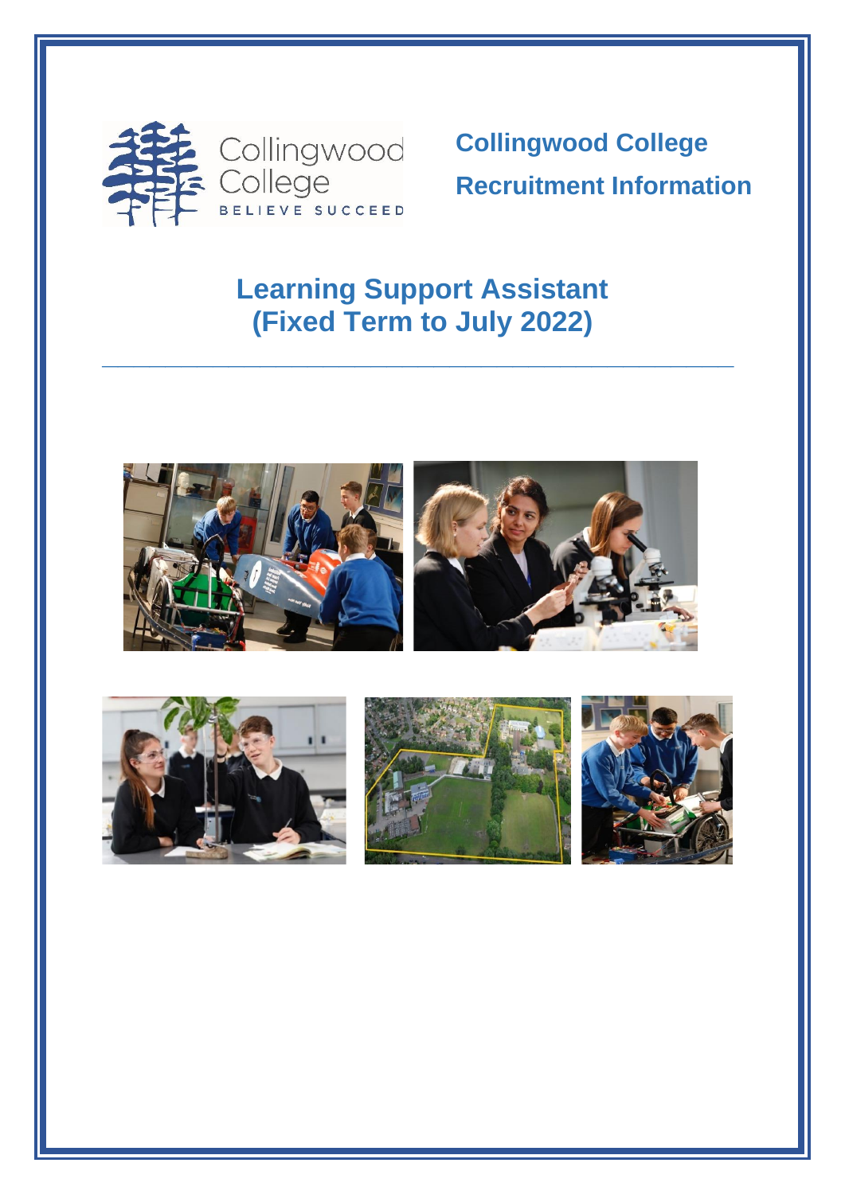Collingwood College

BELIEVE SUCCEED

# Collingwood College

# Recruitment Information

## Learning Support Assistant (Fixed Term to July 2022)

---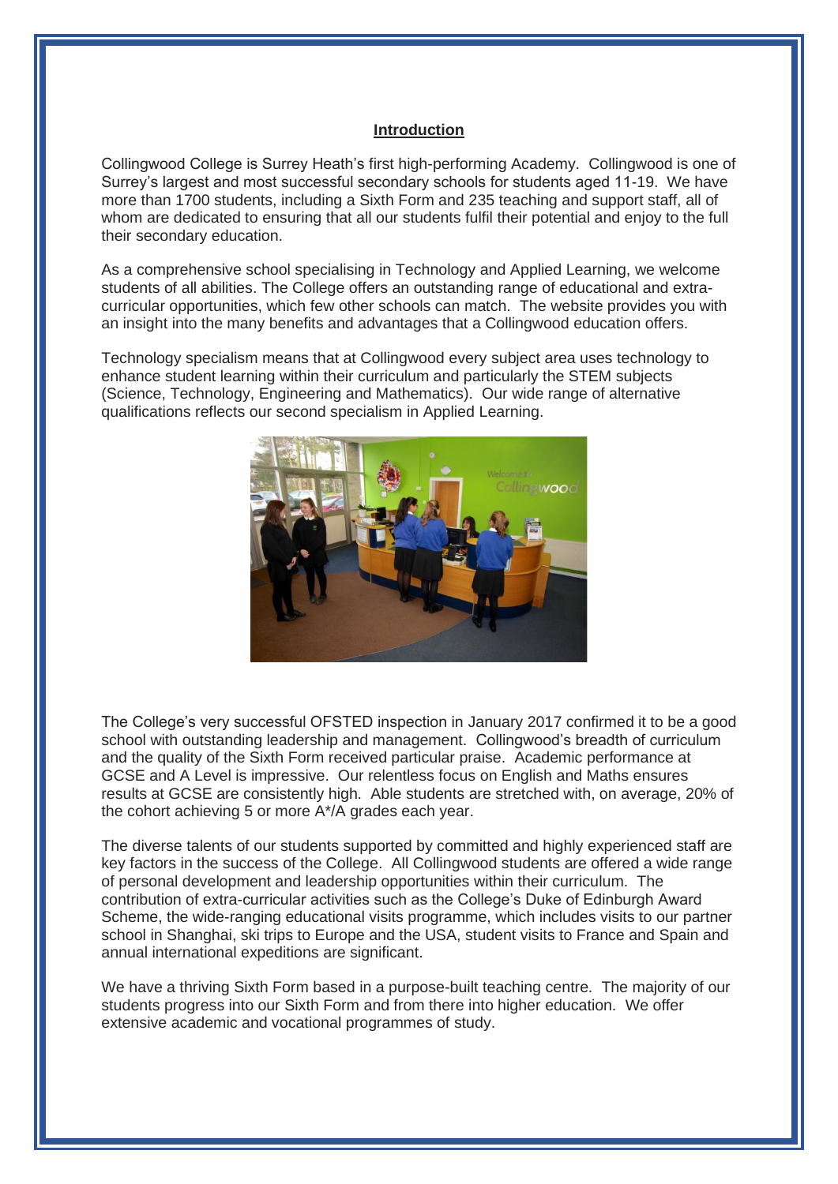## Introduction

Collingwood College is Surrey Heath's first high-performing Academy. Collingwood is one of Surrey's largest and most successful secondary schools for students aged 11-19. We have more than 1700 students, including a Sixth Form and 235 teaching and support staff, all of whom are dedicated to ensuring that all our students fulfil their potential and enjoy to the full their secondary education.

As a comprehensive school specialising in Technology and Applied Learning, we welcome students of all abilities. The College offers an outstanding range of educational and extra-curricular opportunities, which few other schools can match. The website provides you with an insight into the many benefits and advantages that a Collingwood education offers.

Technology specialism means that at Collingwood every subject area uses technology to enhance student learning within their curriculum and particularly the STEM subjects (Science, Technology, Engineering and Mathematics). Our wide range of alternative qualifications reflects our second specialism in Applied Learning.

The College's very successful OFSTED inspection in January 2017 confirmed it to be a good school with outstanding leadership and management. Collingwood's breadth of curriculum and the quality of the Sixth Form received particular praise. Academic performance at GCSE and A Level is impressive. Our relentless focus on English and Maths ensures results at GCSE are consistently high. Able students are stretched with, on average, 20% of the cohort achieving 5 or more A*/A grades each year.

The diverse talents of our students supported by committed and highly experienced staff are key factors in the success of the College. All Collingwood students are offered a wide range of personal development and leadership opportunities within their curriculum. The contribution of extra-curricular activities such as the College's Duke of Edinburgh Award Scheme, the wide-ranging educational visits programme, which includes visits to our partner school in Shanghai, ski trips to Europe and the USA, student visits to France and Spain and annual international expeditions are significant.

We have a thriving Sixth Form based in a purpose-built teaching centre. The majority of our students progress into our Sixth Form and from there into higher education. We offer extensive academic and vocational programmes of study.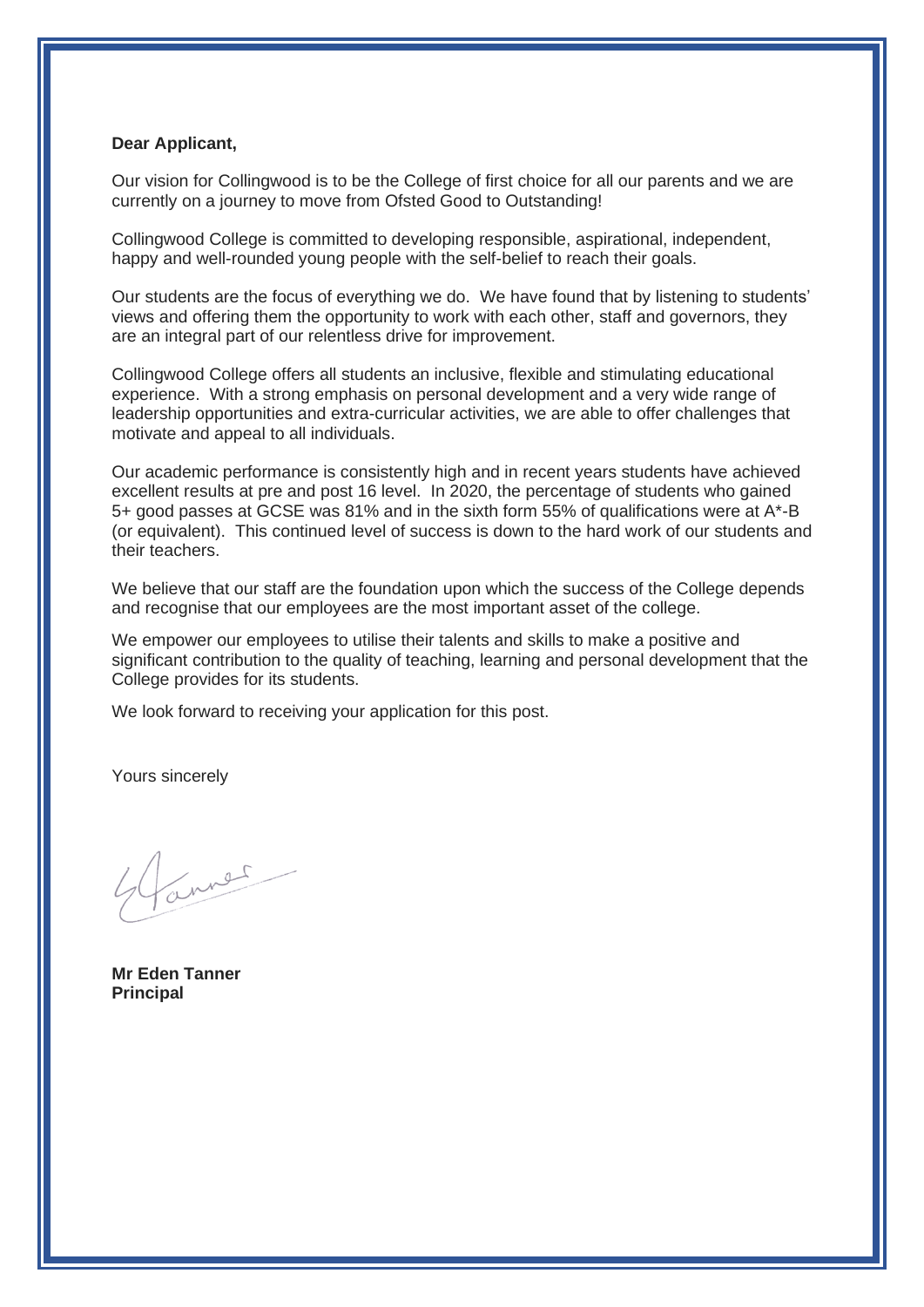**Dear Applicant,**

Our vision for Collingwood is to be the College of first choice for all our parents and we are currently on a journey to move from Ofsted Good to Outstanding!

Collingwood College is committed to developing responsible, aspirational, independent, happy and well-rounded young people with the self-belief to reach their goals.

Our students are the focus of everything we do. We have found that by listening to students' views and offering them the opportunity to work with each other, staff and governors, they are an integral part of our relentless drive for improvement.

Collingwood College offers all students an inclusive, flexible and stimulating educational experience. With a strong emphasis on personal development and a very wide range of leadership opportunities and extra-curricular activities, we are able to offer challenges that motivate and appeal to all individuals.

Our academic performance is consistently high and in recent years students have achieved excellent results at pre and post 16 level. In 2020, the percentage of students who gained 5+ good passes at GCSE was 81% and in the sixth form 55% of qualifications were at A*-B (or equivalent). This continued level of success is down to the hard work of our students and their teachers.

We believe that our staff are the foundation upon which the success of the College depends and recognise that our employees are the most important asset of the college.

We empower our employees to utilise their talents and skills to make a positive and significant contribution to the quality of teaching, learning and personal development that the College provides for its students.

We look forward to receiving your application for this post.

Yours sincerely

E Tanner

**Mr Eden Tanner**
**Principal**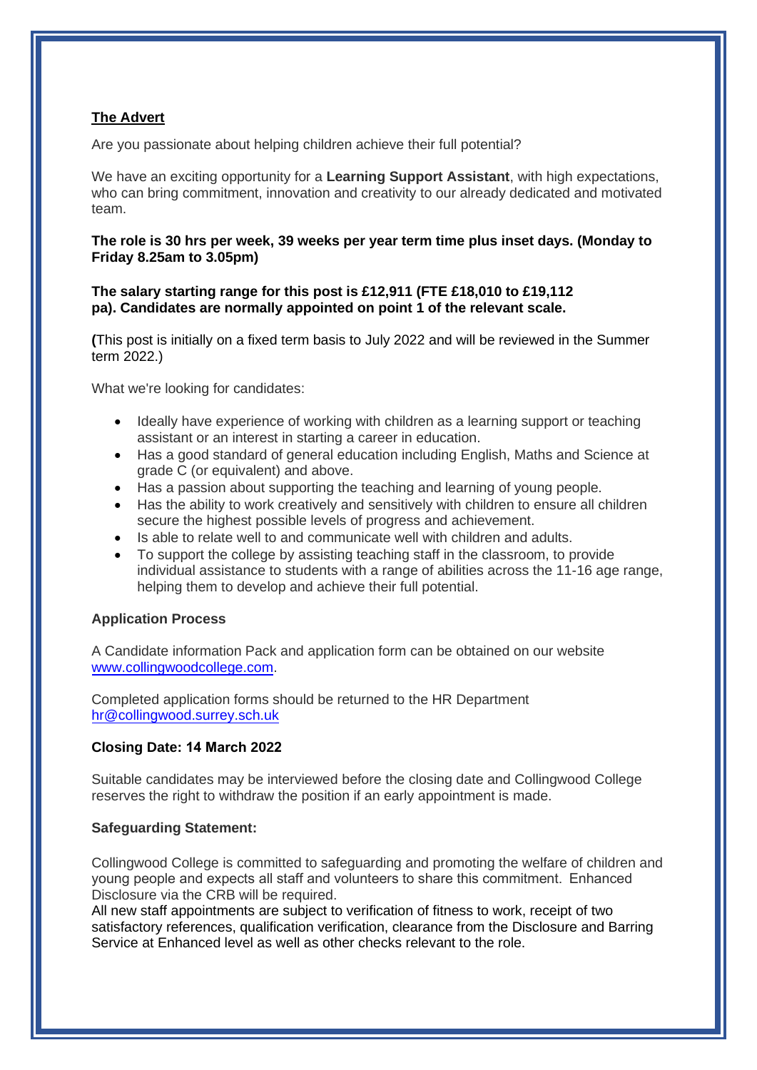## The Advert

Are you passionate about helping children achieve their full potential?

We have an exciting opportunity for a **Learning Support Assistant**, with high expectations, who can bring commitment, innovation and creativity to our already dedicated and motivated team.

**The role is 30 hrs per week, 39 weeks per year term time plus inset days. (Monday to Friday 8.25am to 3.05pm)**

**The salary starting range for this post is £12,911 (FTE £18,010 to £19,112 pa). Candidates are normally appointed on point 1 of the relevant scale.**

**(**This post is initially on a fixed term basis to July 2022 and will be reviewed in the Summer term 2022.)

What we're looking for candidates:

- Ideally have experience of working with children as a learning support or teaching assistant or an interest in starting a career in education.
- Has a good standard of general education including English, Maths and Science at grade C (or equivalent) and above.
- Has a passion about supporting the teaching and learning of young people.
- Has the ability to work creatively and sensitively with children to ensure all children secure the highest possible levels of progress and achievement.
- Is able to relate well to and communicate well with children and adults.
- To support the college by assisting teaching staff in the classroom, to provide individual assistance to students with a range of abilities across the 11-16 age range, helping them to develop and achieve their full potential.

### Application Process

A Candidate information Pack and application form can be obtained on our website www.collingwoodcollege.com.

Completed application forms should be returned to the HR Department hr@collingwood.surrey.sch.uk

### Closing Date: 14 March 2022

Suitable candidates may be interviewed before the closing date and Collingwood College reserves the right to withdraw the position if an early appointment is made.

### Safeguarding Statement:

Collingwood College is committed to safeguarding and promoting the welfare of children and young people and expects all staff and volunteers to share this commitment. Enhanced Disclosure via the CRB will be required.
All new staff appointments are subject to verification of fitness to work, receipt of two satisfactory references, qualification verification, clearance from the Disclosure and Barring Service at Enhanced level as well as other checks relevant to the role.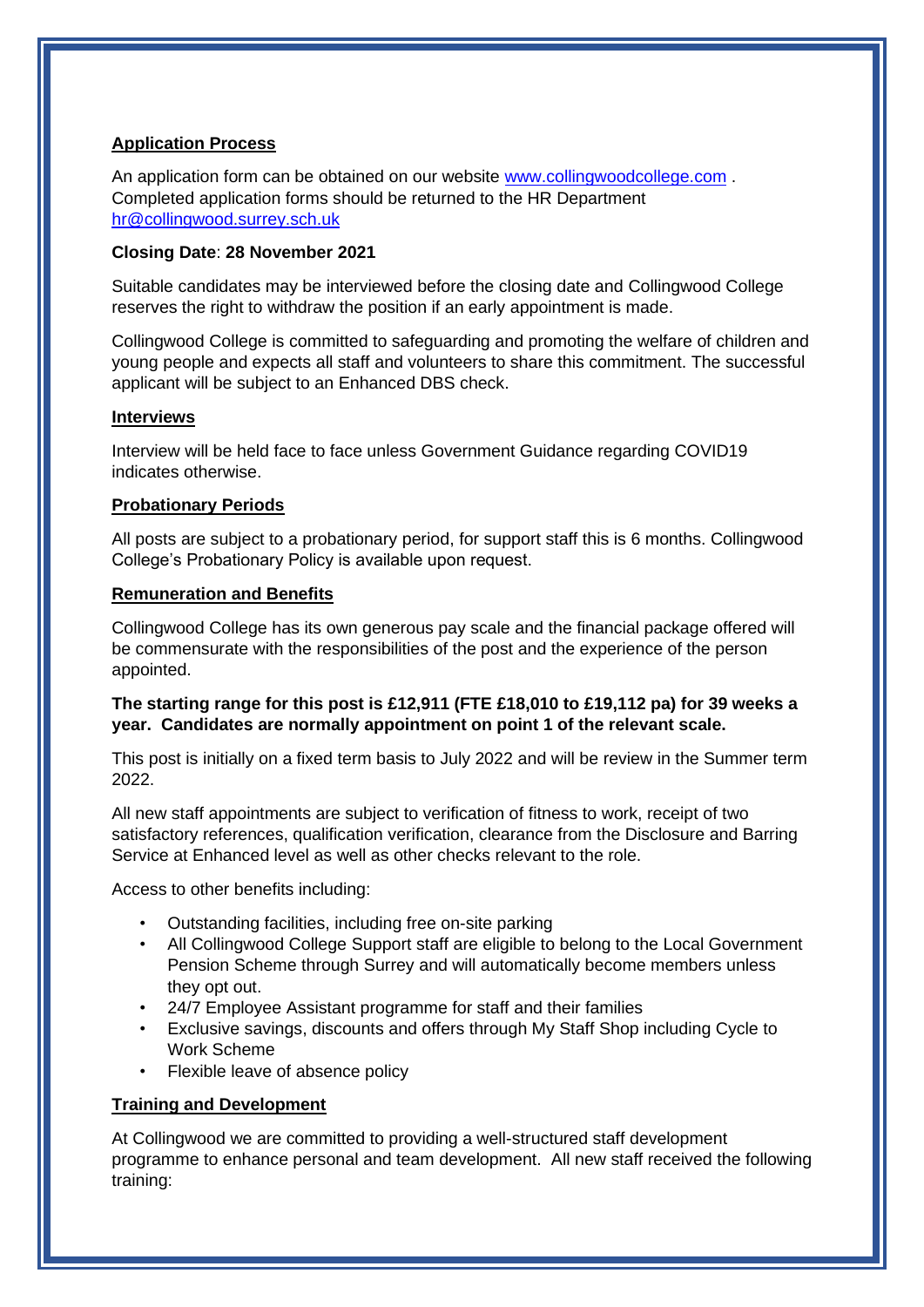**Application Process**

An application form can be obtained on our website [www.collingwoodcollege.com](http://www.collingwoodcollege.com) . Completed application forms should be returned to the HR Department [hr@collingwood.surrey.sch.uk](mailto:hr@collingwood.surrey.sch.uk)

**Closing Date**: **28 November 2021**

Suitable candidates may be interviewed before the closing date and Collingwood College reserves the right to withdraw the position if an early appointment is made.

Collingwood College is committed to safeguarding and promoting the welfare of children and young people and expects all staff and volunteers to share this commitment. The successful applicant will be subject to an Enhanced DBS check.

**Interviews**

Interview will be held face to face unless Government Guidance regarding COVID19 indicates otherwise.

**Probationary Periods**

All posts are subject to a probationary period, for support staff this is 6 months. Collingwood College's Probationary Policy is available upon request.

**Remuneration and Benefits**

Collingwood College has its own generous pay scale and the financial package offered will be commensurate with the responsibilities of the post and the experience of the person appointed.

**The starting range for this post is £12,911 (FTE £18,010 to £19,112 pa) for 39 weeks a year. Candidates are normally appointment on point 1 of the relevant scale.**

This post is initially on a fixed term basis to July 2022 and will be review in the Summer term 2022.

All new staff appointments are subject to verification of fitness to work, receipt of two satisfactory references, qualification verification, clearance from the Disclosure and Barring Service at Enhanced level as well as other checks relevant to the role.

Access to other benefits including:

- Outstanding facilities, including free on-site parking
- All Collingwood College Support staff are eligible to belong to the Local Government Pension Scheme through Surrey and will automatically become members unless they opt out.
- 24/7 Employee Assistant programme for staff and their families
- Exclusive savings, discounts and offers through My Staff Shop including Cycle to Work Scheme
- Flexible leave of absence policy

**Training and Development**

At Collingwood we are committed to providing a well-structured staff development programme to enhance personal and team development. All new staff received the following training: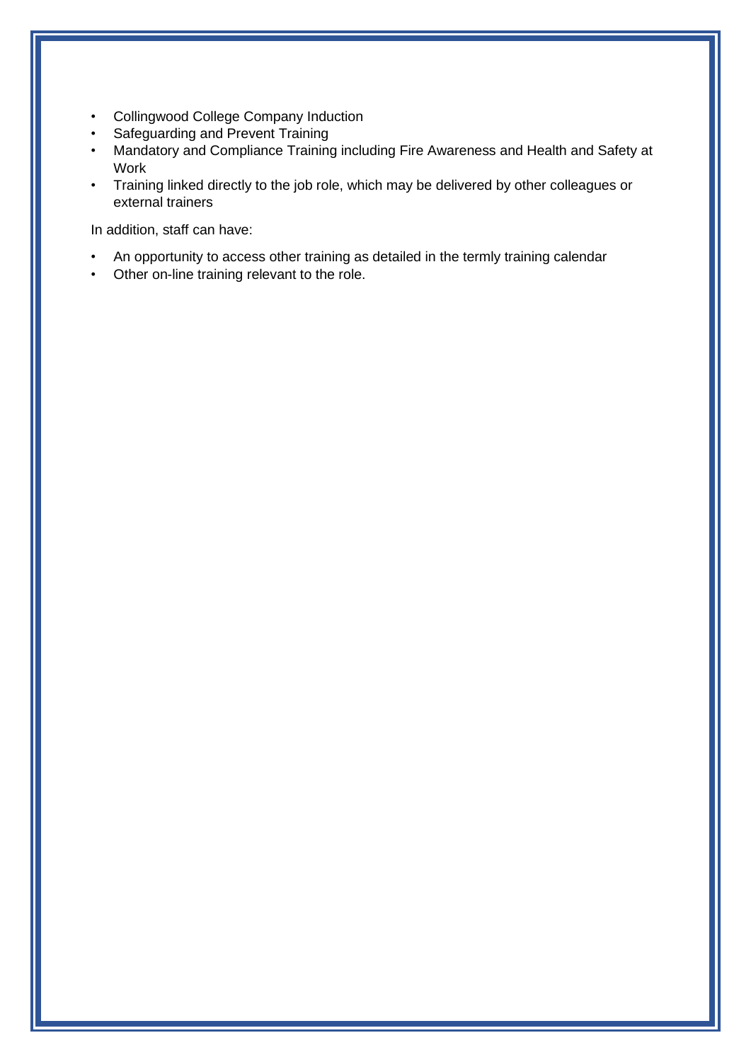- Collingwood College Company Induction
- Safeguarding and Prevent Training
- Mandatory and Compliance Training including Fire Awareness and Health and Safety at Work
- Training linked directly to the job role, which may be delivered by other colleagues or external trainers

In addition, staff can have:

- An opportunity to access other training as detailed in the termly training calendar
- Other on-line training relevant to the role.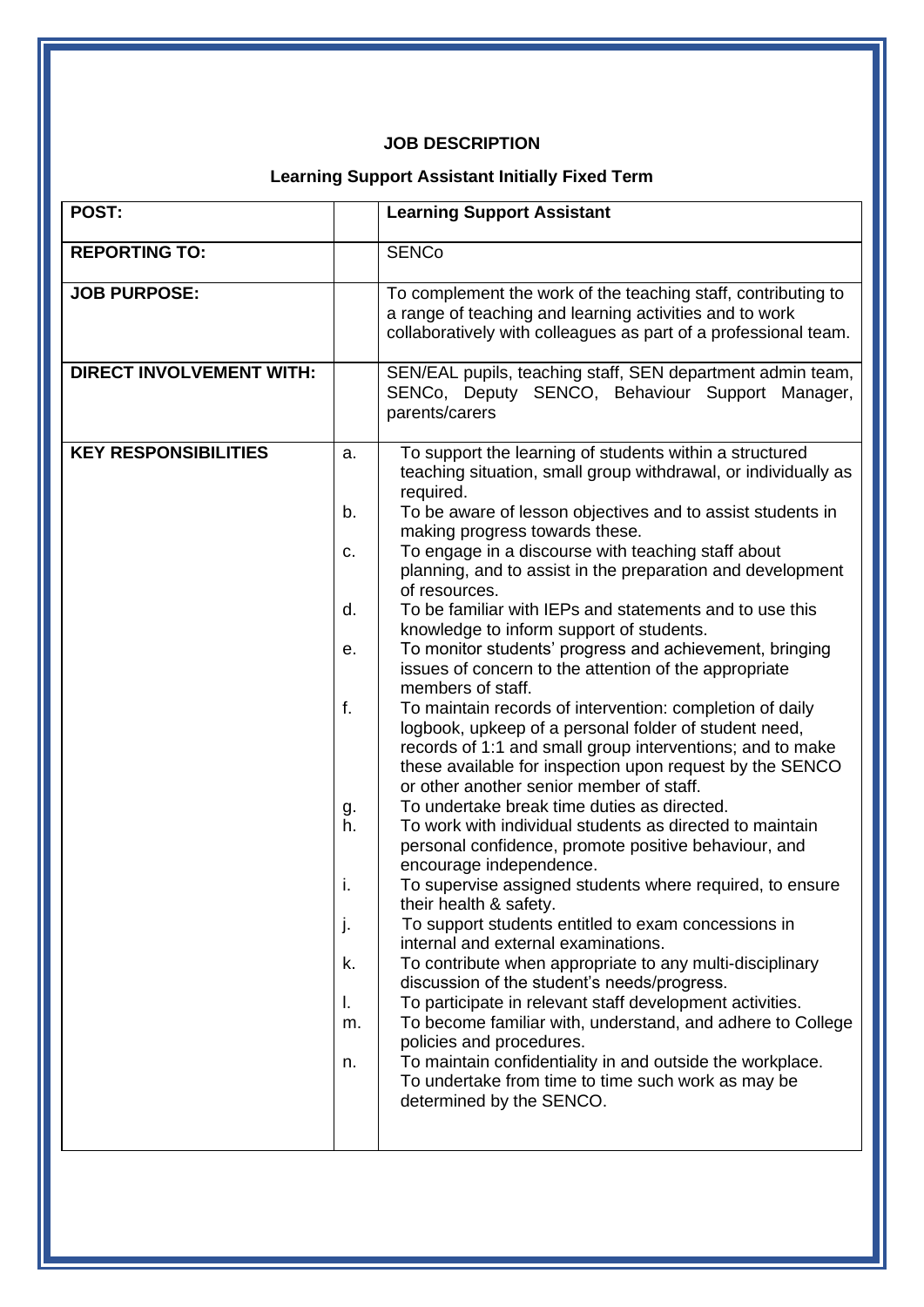**JOB DESCRIPTION**

**Learning Support Assistant Initially Fixed Term**

| | | |
|---|---|---|
| **POST:** | | **Learning Support Assistant** |
| **REPORTING TO:** | | SENCo |
| **JOB PURPOSE:** | | To complement the work of the teaching staff, contributing to a range of teaching and learning activities and to work collaboratively with colleagues as part of a professional team. |
| **DIRECT INVOLVEMENT WITH:** | | SEN/EAL pupils, teaching staff, SEN department admin team, SENCo, Deputy SENCO, Behaviour Support Manager, parents/carers |
| **KEY RESPONSIBILITIES** | a.<br>b.<br>c.<br>d.<br>e.<br>f.<br>g.<br>h.<br>i.<br>j.<br>k.<br>l.<br>m.<br>n. | To support the learning of students within a structured teaching situation, small group withdrawal, or individually as required.<br>To be aware of lesson objectives and to assist students in making progress towards these.<br>To engage in a discourse with teaching staff about planning, and to assist in the preparation and development of resources.<br>To be familiar with IEPs and statements and to use this knowledge to inform support of students.<br>To monitor students' progress and achievement, bringing issues of concern to the attention of the appropriate members of staff.<br>To maintain records of intervention: completion of daily logbook, upkeep of a personal folder of student need, records of 1:1 and small group interventions; and to make these available for inspection upon request by the SENCO or other another senior member of staff.<br>To undertake break time duties as directed.<br>To work with individual students as directed to maintain personal confidence, promote positive behaviour, and encourage independence.<br>To supervise assigned students where required, to ensure their health & safety.<br>To support students entitled to exam concessions in internal and external examinations.<br>To contribute when appropriate to any multi-disciplinary discussion of the student's needs/progress.<br>To participate in relevant staff development activities.<br>To become familiar with, understand, and adhere to College policies and procedures.<br>To maintain confidentiality in and outside the workplace. To undertake from time to time such work as may be determined by the SENCO. |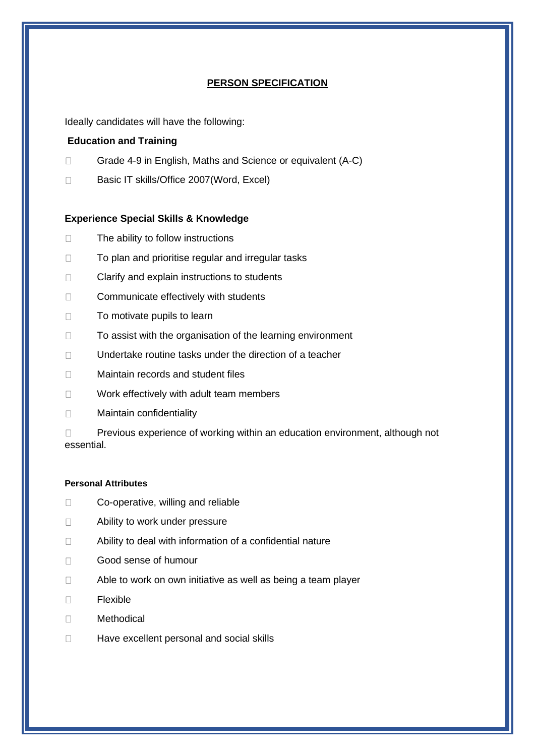## PERSON SPECIFICATION

Ideally candidates will have the following:

**Education and Training**

- Grade 4-9 in English, Maths and Science or equivalent (A-C)
- Basic IT skills/Office 2007(Word, Excel)

**Experience Special Skills & Knowledge**

- The ability to follow instructions
- To plan and prioritise regular and irregular tasks
- Clarify and explain instructions to students
- Communicate effectively with students
- To motivate pupils to learn
- To assist with the organisation of the learning environment
- Undertake routine tasks under the direction of a teacher
- Maintain records and student files
- Work effectively with adult team members
- Maintain confidentiality
- Previous experience of working within an education environment, although not essential.

**Personal Attributes**

- Co-operative, willing and reliable
- Ability to work under pressure
- Ability to deal with information of a confidential nature
- Good sense of humour
- Able to work on own initiative as well as being a team player
- Flexible
- Methodical
- Have excellent personal and social skills